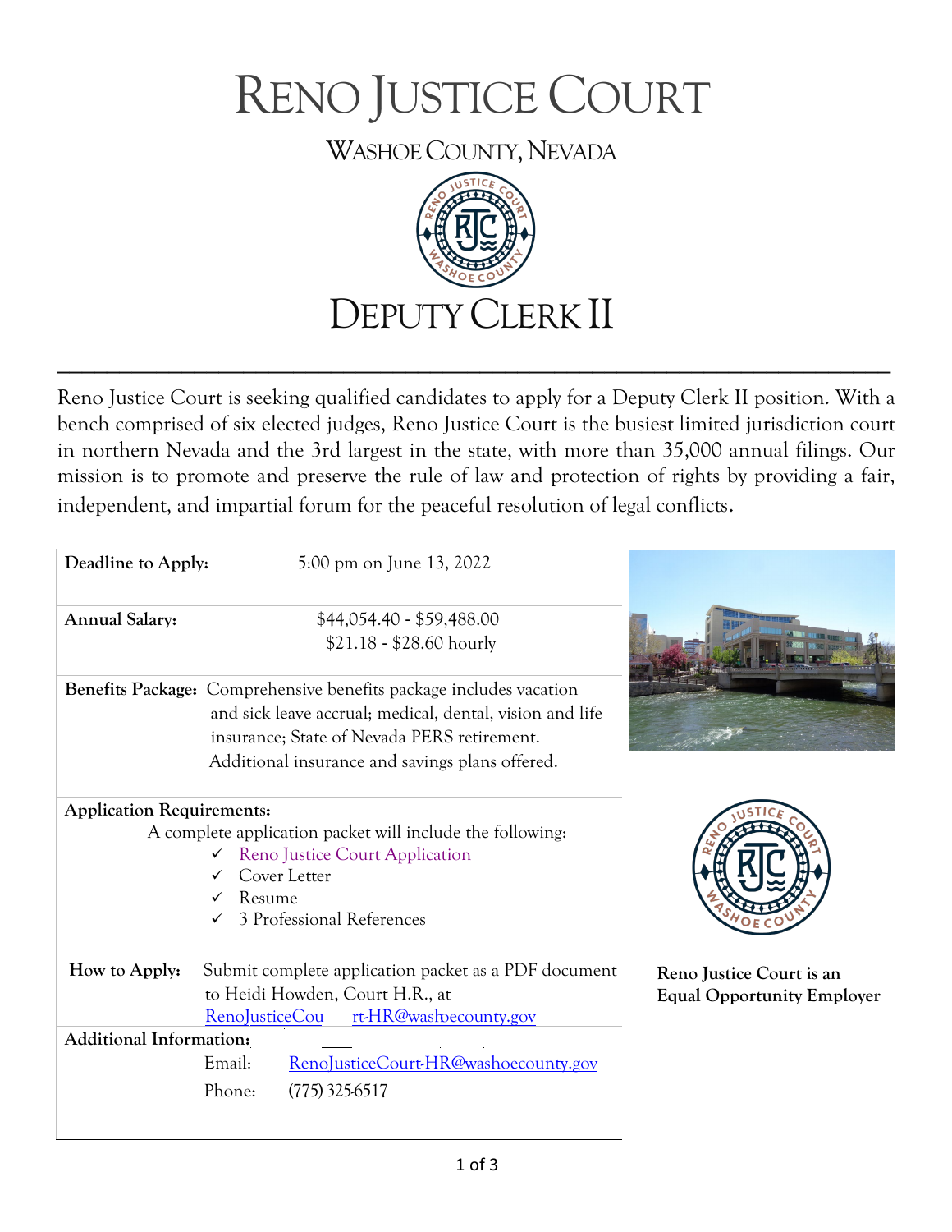# RENO JUSTICE COURT

## WASHOE COUNTY, NEVADA

# DEPUTY CLERK II

Reno Justice Court is seeking qualified candidates to apply for a Deputy Clerk II position. With a bench comprised of six elected judges, Reno Justice Court is the busiest limited jurisdiction court in northern Nevada and the 3rd largest in the state, with more than 35,000 annual filings. Our mission is to promote and preserve the rule of law and protection of rights by providing a fair, independent, and impartial forum for the peaceful resolution of legal conflicts.

**Deadline to Apply:** 5:00 pm on June 13, 2022

**Annual Salary:** $44,054.40 - $59,488.00
$21.18 - $28.60 hourly

**Benefits Package:** Comprehensive benefits package includes vacation and sick leave accrual; medical, dental, vision and life insurance; State of Nevada PERS retirement. Additional insurance and savings plans offered.

**Application Requirements:**

A complete application packet will include the following:

- ✓ Reno Justice Court Application
- ✓ Cover Letter
- ✓ Resume
- ✓ 3 Professional References

**How to Apply:** Submit complete application packet as a PDF document to Heidi Howden, Court H.R., at RenoJusticeCourt-HR@washoecounty.gov

**Additional Information:**

Email: RenoJusticeCourt-HR@washoecounty.gov

Phone: (775) 325-6517

**Reno Justice Court is an Equal Opportunity Employer**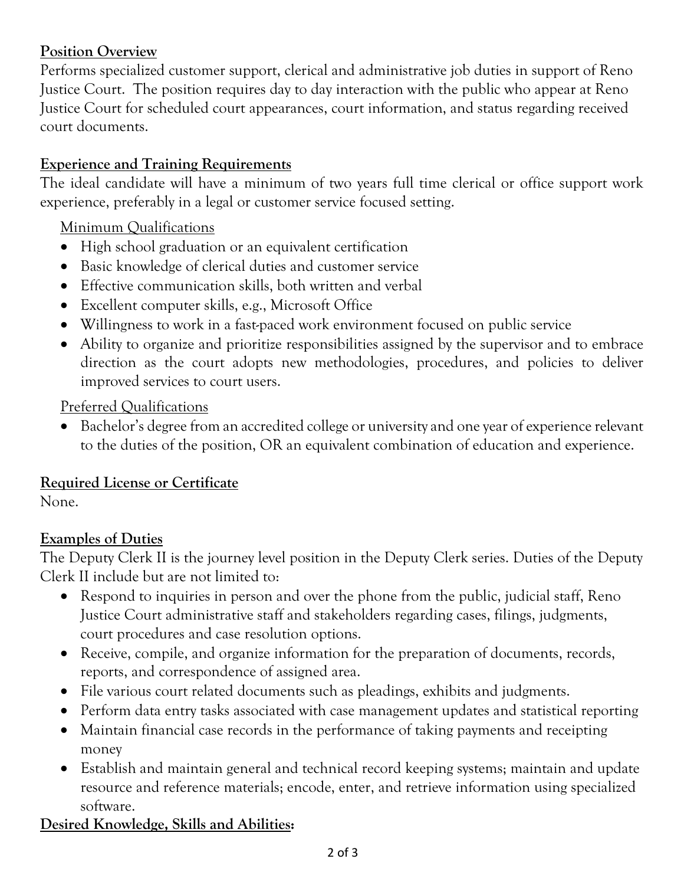## Position Overview

Performs specialized customer support, clerical and administrative job duties in support of Reno Justice Court. The position requires day to day interaction with the public who appear at Reno Justice Court for scheduled court appearances, court information, and status regarding received court documents.

## Experience and Training Requirements

The ideal candidate will have a minimum of two years full time clerical or office support work experience, preferably in a legal or customer service focused setting.

### Minimum Qualifications

- High school graduation or an equivalent certification
- Basic knowledge of clerical duties and customer service
- Effective communication skills, both written and verbal
- Excellent computer skills, e.g., Microsoft Office
- Willingness to work in a fast-paced work environment focused on public service
- Ability to organize and prioritize responsibilities assigned by the supervisor and to embrace direction as the court adopts new methodologies, procedures, and policies to deliver improved services to court users.

### Preferred Qualifications

- Bachelor's degree from an accredited college or university and one year of experience relevant to the duties of the position, OR an equivalent combination of education and experience.

## Required License or Certificate

None.

## Examples of Duties

The Deputy Clerk II is the journey level position in the Deputy Clerk series. Duties of the Deputy Clerk II include but are not limited to:

- Respond to inquiries in person and over the phone from the public, judicial staff, Reno Justice Court administrative staff and stakeholders regarding cases, filings, judgments, court procedures and case resolution options.
- Receive, compile, and organize information for the preparation of documents, records, reports, and correspondence of assigned area.
- File various court related documents such as pleadings, exhibits and judgments.
- Perform data entry tasks associated with case management updates and statistical reporting
- Maintain financial case records in the performance of taking payments and receipting money
- Establish and maintain general and technical record keeping systems; maintain and update resource and reference materials; encode, enter, and retrieve information using specialized software.

## Desired Knowledge, Skills and Abilities: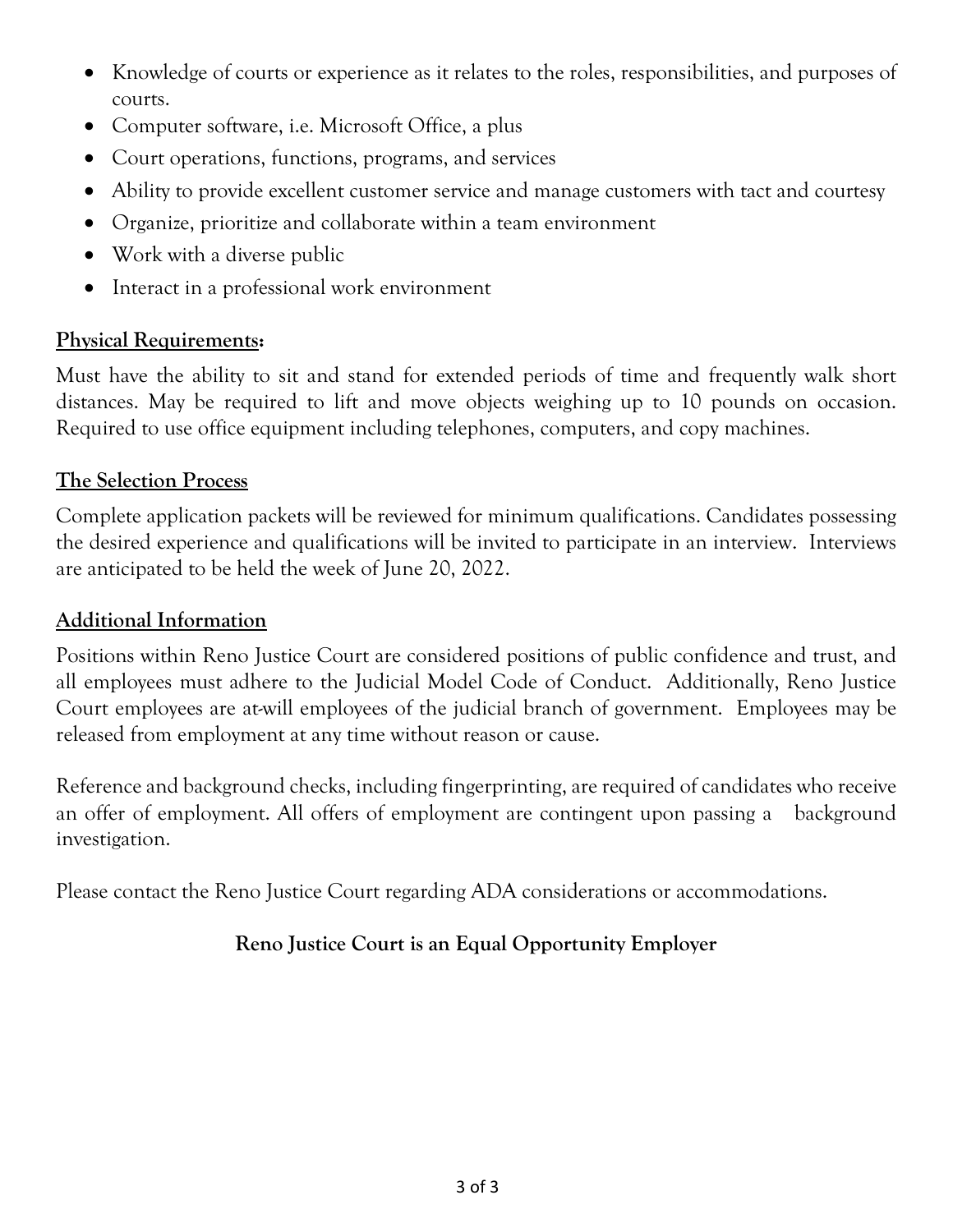- Knowledge of courts or experience as it relates to the roles, responsibilities, and purposes of courts.
- Computer software, i.e. Microsoft Office, a plus
- Court operations, functions, programs, and services
- Ability to provide excellent customer service and manage customers with tact and courtesy
- Organize, prioritize and collaborate within a team environment
- Work with a diverse public
- Interact in a professional work environment

## Physical Requirements:

Must have the ability to sit and stand for extended periods of time and frequently walk short distances. May be required to lift and move objects weighing up to 10 pounds on occasion. Required to use office equipment including telephones, computers, and copy machines.

## The Selection Process

Complete application packets will be reviewed for minimum qualifications. Candidates possessing the desired experience and qualifications will be invited to participate in an interview. Interviews are anticipated to be held the week of June 20, 2022.

## Additional Information

Positions within Reno Justice Court are considered positions of public confidence and trust, and all employees must adhere to the Judicial Model Code of Conduct. Additionally, Reno Justice Court employees are at-will employees of the judicial branch of government. Employees may be released from employment at any time without reason or cause.

Reference and background checks, including fingerprinting, are required of candidates who receive an offer of employment. All offers of employment are contingent upon passing a background investigation.

Please contact the Reno Justice Court regarding ADA considerations or accommodations.

**Reno Justice Court is an Equal Opportunity Employer**